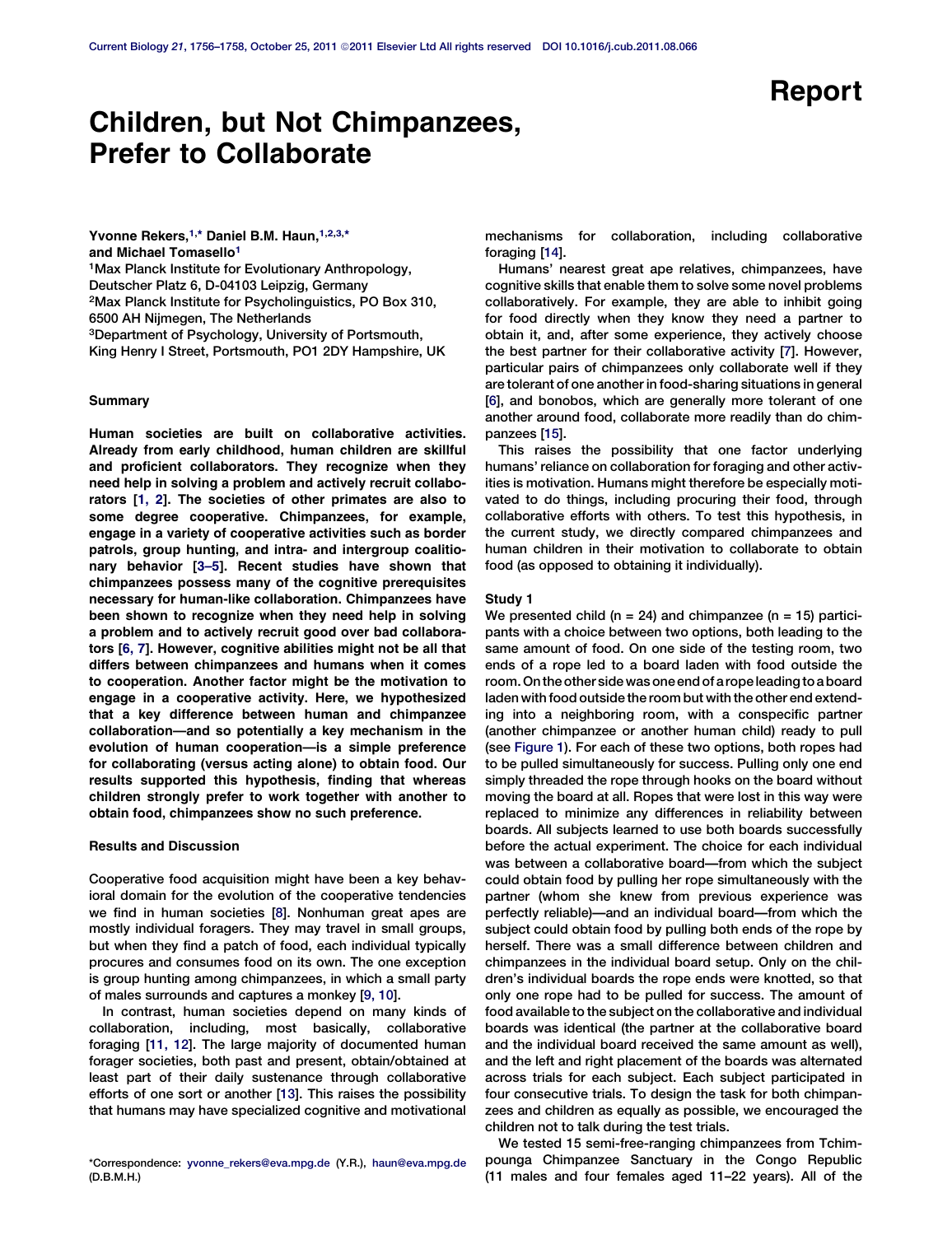Report

# Children, but Not Chimpanzees, Prefer to Collaborate

**Yvonne Rekers,[1,*] Daniel B.M. Haun,[1,2,3,*] and Michael Tomasello[1]**

[1]Max Planck Institute for Evolutionary Anthropology, Deutscher Platz 6, D-04103 Leipzig, Germany
[2]Max Planck Institute for Psycholinguistics, PO Box 310, 6500 AH Nijmegen, The Netherlands
[3]Department of Psychology, University of Portsmouth, King Henry I Street, Portsmouth, PO1 2DY Hampshire, UK

## Summary

**Human societies are built on collaborative activities. Already from early childhood, human children are skillful and proficient collaborators. They recognize when they need help in solving a problem and actively recruit collaborators [1, 2]. The societies of other primates are also to some degree cooperative. Chimpanzees, for example, engage in a variety of cooperative activities such as border patrols, group hunting, and intra- and intergroup coalitionary behavior [3–5]. Recent studies have shown that chimpanzees possess many of the cognitive prerequisites necessary for human-like collaboration. Chimpanzees have been shown to recognize when they need help in solving a problem and to actively recruit good over bad collaborators [6, 7]. However, cognitive abilities might not be all that differs between chimpanzees and humans when it comes to cooperation. Another factor might be the motivation to engage in a cooperative activity. Here, we hypothesized that a key difference between human and chimpanzee collaboration—and so potentially a key mechanism in the evolution of human cooperation—is a simple preference for collaborating (versus acting alone) to obtain food. Our results supported this hypothesis, finding that whereas children strongly prefer to work together with another to obtain food, chimpanzees show no such preference.**

## Results and Discussion

Cooperative food acquisition might have been a key behavioral domain for the evolution of the cooperative tendencies we find in human societies [8]. Nonhuman great apes are mostly individual foragers. They may travel in small groups, but when they find a patch of food, each individual typically procures and consumes food on its own. The one exception is group hunting among chimpanzees, in which a small party of males surrounds and captures a monkey [9, 10].

In contrast, human societies depend on many kinds of collaboration, including, most basically, collaborative foraging [11, 12]. The large majority of documented human forager societies, both past and present, obtain/obtained at least part of their daily sustenance through collaborative efforts of one sort or another [13]. This raises the possibility that humans may have specialized cognitive and motivational mechanisms for collaboration, including collaborative foraging [14].

Humans' nearest great ape relatives, chimpanzees, have cognitive skills that enable them to solve some novel problems collaboratively. For example, they are able to inhibit going for food directly when they know they need a partner to obtain it, and, after some experience, they actively choose the best partner for their collaborative activity [7]. However, particular pairs of chimpanzees only collaborate well if they are tolerant of one another in food-sharing situations in general [6], and bonobos, which are generally more tolerant of one another around food, collaborate more readily than do chimpanzees [15].

This raises the possibility that one factor underlying humans' reliance on collaboration for foraging and other activities is motivation. Humans might therefore be especially motivated to do things, including procuring their food, through collaborative efforts with others. To test this hypothesis, in the current study, we directly compared chimpanzees and human children in their motivation to collaborate to obtain food (as opposed to obtaining it individually).

### Study 1

We presented child (n = 24) and chimpanzee (n = 15) participants with a choice between two options, both leading to the same amount of food. On one side of the testing room, two ends of a rope led to a board laden with food outside the room. On the other side was one end of a rope leading to a board laden with food outside the room but with the other end extending into a neighboring room, with a conspecific partner (another chimpanzee or another human child) ready to pull (see Figure 1). For each of these two options, both ropes had to be pulled simultaneously for success. Pulling only one end simply threaded the rope through hooks on the board without moving the board at all. Ropes that were lost in this way were replaced to minimize any differences in reliability between boards. All subjects learned to use both boards successfully before the actual experiment. The choice for each individual was between a collaborative board—from which the subject could obtain food by pulling her rope simultaneously with the partner (whom she knew from previous experience was perfectly reliable)—and an individual board—from which the subject could obtain food by pulling both ends of the rope by herself. There was a small difference between children and chimpanzees in the individual board setup. Only on the children's individual boards the rope ends were knotted, so that only one rope had to be pulled for success. The amount of food available to the subject on the collaborative and individual boards was identical (the partner at the collaborative board and the individual board received the same amount as well), and the left and right placement of the boards was alternated across trials for each subject. Each subject participated in four consecutive trials. To design the task for both chimpanzees and children as equally as possible, we encouraged the children not to talk during the test trials.

We tested 15 semi-free-ranging chimpanzees from Tchimpounga Chimpanzee Sanctuary in the Congo Republic (11 males and four females aged 11–22 years). All of the

*Correspondence: yvonne_rekers@eva.mpg.de (Y.R.), haun@eva.mpg.de (D.B.M.H.)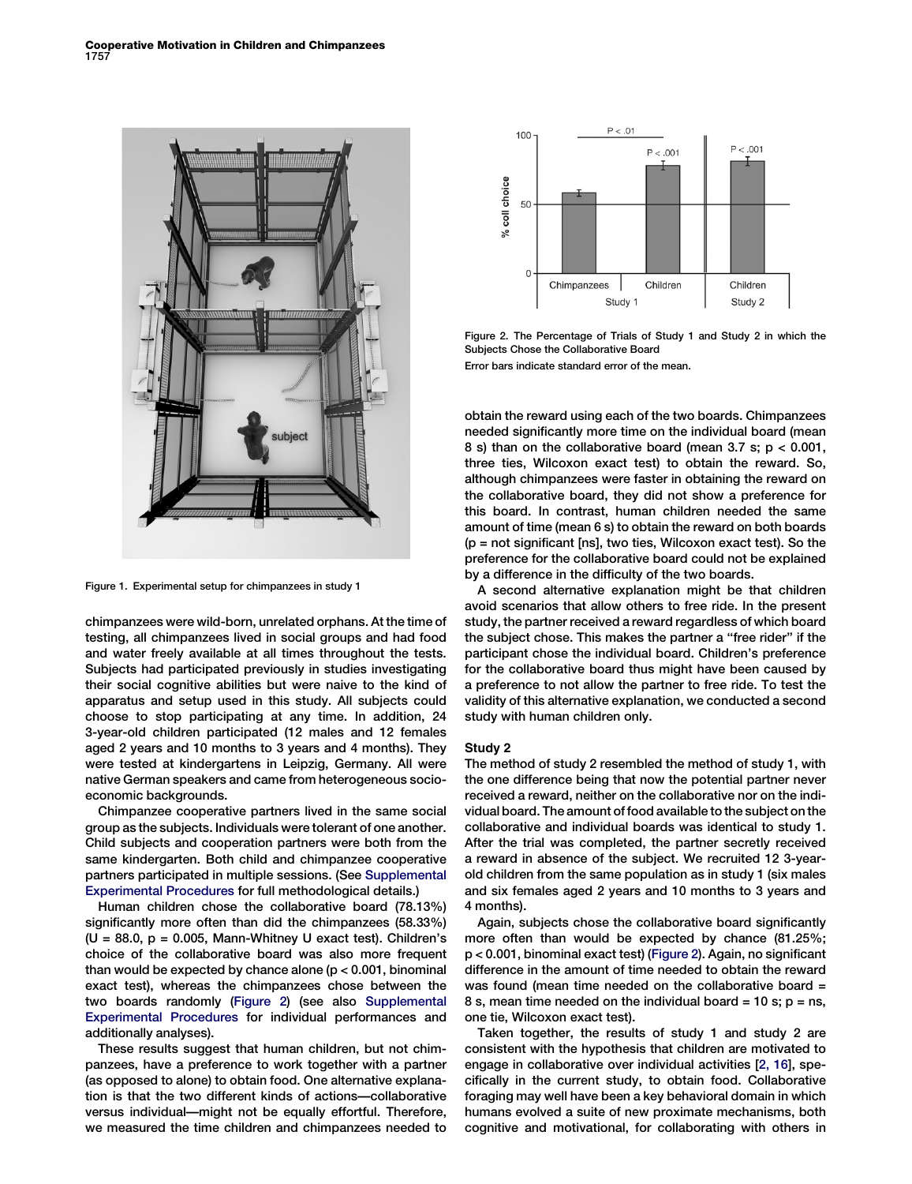Figure 1. Experimental setup for chimpanzees in study 1

Figure 2. The Percentage of Trials of Study 1 and Study 2 in which the Subjects Chose the Collaborative Board

Error bars indicate standard error of the mean.

chimpanzees were wild-born, unrelated orphans. At the time of testing, all chimpanzees lived in social groups and had food and water freely available at all times throughout the tests. Subjects had participated previously in studies investigating their social cognitive abilities but were naive to the kind of apparatus and setup used in this study. All subjects could choose to stop participating at any time. In addition, 24 3-year-old children participated (12 males and 12 females aged 2 years and 10 months to 3 years and 4 months). They were tested at kindergartens in Leipzig, Germany. All were native German speakers and came from heterogeneous socio-economic backgrounds.

Chimpanzee cooperative partners lived in the same social group as the subjects. Individuals were tolerant of one another. Child subjects and cooperation partners were both from the same kindergarten. Both child and chimpanzee cooperative partners participated in multiple sessions. (See Supplemental Experimental Procedures for full methodological details.)

Human children chose the collaborative board (78.13%) significantly more often than did the chimpanzees (58.33%) ($U = 88.0$, $p = 0.005$, Mann-Whitney U exact test). Children's choice of the collaborative board was also more frequent than would be expected by chance alone ($p < 0.001$, binominal exact test), whereas the chimpanzees chose between the two boards randomly (Figure 2) (see also Supplemental Experimental Procedures for individual performances and additionally analyses).

These results suggest that human children, but not chimpanzees, have a preference to work together with a partner (as opposed to alone) to obtain food. One alternative explanation is that the two different kinds of actions—collaborative versus individual—might not be equally effortful. Therefore, we measured the time children and chimpanzees needed to obtain the reward using each of the two boards. Chimpanzees needed significantly more time on the individual board (mean 8 s) than on the collaborative board (mean 3.7 s; $p < 0.001$, three ties, Wilcoxon exact test) to obtain the reward. So, although chimpanzees were faster in obtaining the reward on the collaborative board, they did not show a preference for this board. In contrast, human children needed the same amount of time (mean 6 s) to obtain the reward on both boards ($p$ = not significant [ns], two ties, Wilcoxon exact test). So the preference for the collaborative board could not be explained by a difference in the difficulty of the two boards.

A second alternative explanation might be that children avoid scenarios that allow others to free ride. In the present study, the partner received a reward regardless of which board the subject chose. This makes the partner a "free rider" if the participant chose the individual board. Children's preference for the collaborative board thus might have been caused by a preference to not allow the partner to free ride. To test the validity of this alternative explanation, we conducted a second study with human children only.

### Study 2

The method of study 2 resembled the method of study 1, with the one difference being that now the potential partner never received a reward, neither on the collaborative nor on the individual board. The amount of food available to the subject on the collaborative and individual boards was identical to study 1. After the trial was completed, the partner secretly received a reward in absence of the subject. We recruited 12 3-year-old children from the same population as in study 1 (six males and six females aged 2 years and 10 months to 3 years and 4 months).

Again, subjects chose the collaborative board significantly more often than would be expected by chance (81.25%; $p < 0.001$, binominal exact test) (Figure 2). Again, no significant difference in the amount of time needed to obtain the reward was found (mean time needed on the collaborative board = 8 s, mean time needed on the individual board = 10 s; $p$ = ns, one tie, Wilcoxon exact test).

Taken together, the results of study 1 and study 2 are consistent with the hypothesis that children are motivated to engage in collaborative over individual activities [2, 16], specifically in the current study, to obtain food. Collaborative foraging may well have been a key behavioral domain in which humans evolved a suite of new proximate mechanisms, both cognitive and motivational, for collaborating with others in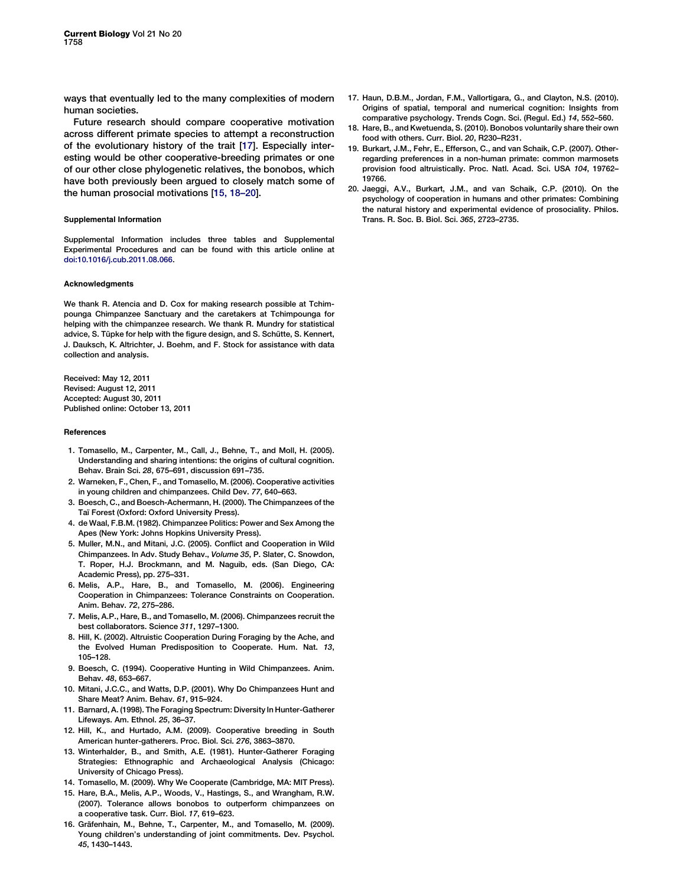ways that eventually led to the many complexities of modern human societies.

Future research should compare cooperative motivation across different primate species to attempt a reconstruction of the evolutionary history of the trait [17]. Especially interesting would be other cooperative-breeding primates or one of our other close phylogenetic relatives, the bonobos, which have both previously been argued to closely match some of the human prosocial motivations [15, 18–20].

#### Supplemental Information

Supplemental Information includes three tables and Supplemental Experimental Procedures and can be found with this article online at doi:10.1016/j.cub.2011.08.066.

#### Acknowledgments

We thank R. Atencia and D. Cox for making research possible at Tchimpounga Chimpanzee Sanctuary and the caretakers at Tchimpounga for helping with the chimpanzee research. We thank R. Mundry for statistical advice, S. Tüpke for help with the figure design, and S. Schütte, S. Kennert, J. Dauksch, K. Altrichter, J. Boehm, and F. Stock for assistance with data collection and analysis.

Received: May 12, 2011
Revised: August 12, 2011
Accepted: August 30, 2011
Published online: October 13, 2011

#### References

1. Tomasello, M., Carpenter, M., Call, J., Behne, T., and Moll, H. (2005). Understanding and sharing intentions: the origins of cultural cognition. Behav. Brain Sci. *28*, 675–691, discussion 691–735.
2. Warneken, F., Chen, F., and Tomasello, M. (2006). Cooperative activities in young children and chimpanzees. Child Dev. *77*, 640–663.
3. Boesch, C., and Boesch-Achermann, H. (2000). The Chimpanzees of the Taï Forest (Oxford: Oxford University Press).
4. de Waal, F.B.M. (1982). Chimpanzee Politics: Power and Sex Among the Apes (New York: Johns Hopkins University Press).
5. Muller, M.N., and Mitani, J.C. (2005). Conflict and Cooperation in Wild Chimpanzees. In Adv. Study Behav., *Volume 35*, P. Slater, C. Snowdon, T. Roper, H.J. Brockmann, and M. Naguib, eds. (San Diego, CA: Academic Press), pp. 275–331.
6. Melis, A.P., Hare, B., and Tomasello, M. (2006). Engineering Cooperation in Chimpanzees: Tolerance Constraints on Cooperation. Anim. Behav. *72*, 275–286.
7. Melis, A.P., Hare, B., and Tomasello, M. (2006). Chimpanzees recruit the best collaborators. Science *311*, 1297–1300.
8. Hill, K. (2002). Altruistic Cooperation During Foraging by the Ache, and the Evolved Human Predisposition to Cooperate. Hum. Nat. *13*, 105–128.
9. Boesch, C. (1994). Cooperative Hunting in Wild Chimpanzees. Anim. Behav. *48*, 653–667.
10. Mitani, J.C.C., and Watts, D.P. (2001). Why Do Chimpanzees Hunt and Share Meat? Anim. Behav. *61*, 915–924.
11. Barnard, A. (1998). The Foraging Spectrum: Diversity In Hunter-Gatherer Lifeways. Am. Ethnol. *25*, 36–37.
12. Hill, K., and Hurtado, A.M. (2009). Cooperative breeding in South American hunter-gatherers. Proc. Biol. Sci. *276*, 3863–3870.
13. Winterhalder, B., and Smith, A.E. (1981). Hunter-Gatherer Foraging Strategies: Ethnographic and Archaeological Analysis (Chicago: University of Chicago Press).
14. Tomasello, M. (2009). Why We Cooperate (Cambridge, MA: MIT Press).
15. Hare, B.A., Melis, A.P., Woods, V., Hastings, S., and Wrangham, R.W. (2007). Tolerance allows bonobos to outperform chimpanzees on a cooperative task. Curr. Biol. *17*, 619–623.
16. Gräfenhain, M., Behne, T., Carpenter, M., and Tomasello, M. (2009). Young children's understanding of joint commitments. Dev. Psychol. *45*, 1430–1443.
17. Haun, D.B.M., Jordan, F.M., Vallortigara, G., and Clayton, N.S. (2010). Origins of spatial, temporal and numerical cognition: Insights from comparative psychology. Trends Cogn. Sci. (Regul. Ed.) *14*, 552–560.
18. Hare, B., and Kwetuenda, S. (2010). Bonobos voluntarily share their own food with others. Curr. Biol. *20*, R230–R231.
19. Burkart, J.M., Fehr, E., Efferson, C., and van Schaik, C.P. (2007). Other-regarding preferences in a non-human primate: common marmosets provision food altruistically. Proc. Natl. Acad. Sci. USA *104*, 19762–19766.
20. Jaeggi, A.V., Burkart, J.M., and van Schaik, C.P. (2010). On the psychology of cooperation in humans and other primates: Combining the natural history and experimental evidence of prosociality. Philos. Trans. R. Soc. B. Biol. Sci. *365*, 2723–2735.